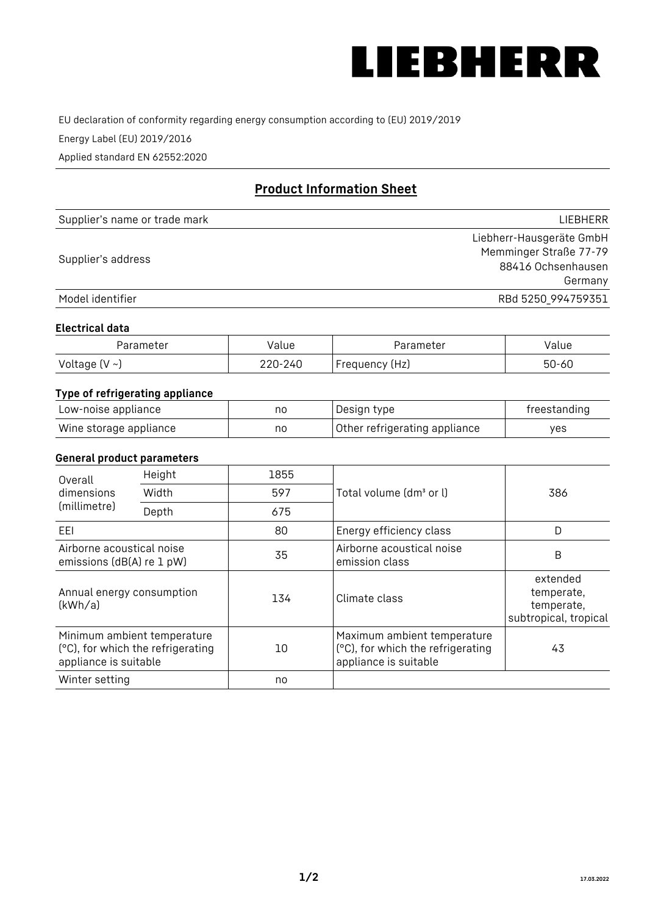# LIEBHERR

EU declaration of conformity regarding energy consumption according to (EU) 2019/2019

Energy Label (EU) 2019/2016

Applied standard EN 62552:2020

## Product Information Sheet

| | |
|---|---|
| Supplier's name or trade mark | LIEBHERR |
| Supplier's address | Liebherr-Hausgeräte GmbH<br>Memminger Straße 77-79<br>88416 Ochsenhausen<br>Germany |
| Model identifier | RBd 5250_994759351 |

### Electrical data

| Parameter | Value | Parameter | Value |
|---|---|---|---|
| Voltage (V ~) | 220-240 | Frequency (Hz) | 50-60 |

### Type of refrigerating appliance

| | | | |
|---|---|---|---|
| Low-noise appliance | no | Design type | freestanding |
| Wine storage appliance | no | Other refrigerating appliance | yes |

### General product parameters

| | | | | |
|---|---|---|---|---|
| Overall dimensions (millimetre) | Height | 1855 | Total volume (dm³ or l) | 386 |
| | Width | 597 | | |
| | Depth | 675 | | |
| EEI | | 80 | Energy efficiency class | D |
| Airborne acoustical noise emissions (dB(A) re 1 pW) | | 35 | Airborne acoustical noise emission class | B |
| Annual energy consumption (kWh/a) | | 134 | Climate class | extended temperate, temperate, subtropical, tropical |
| Minimum ambient temperature (°C), for which the refrigerating appliance is suitable | | 10 | Maximum ambient temperature (°C), for which the refrigerating appliance is suitable | 43 |
| Winter setting | | no | | |

17.03.2022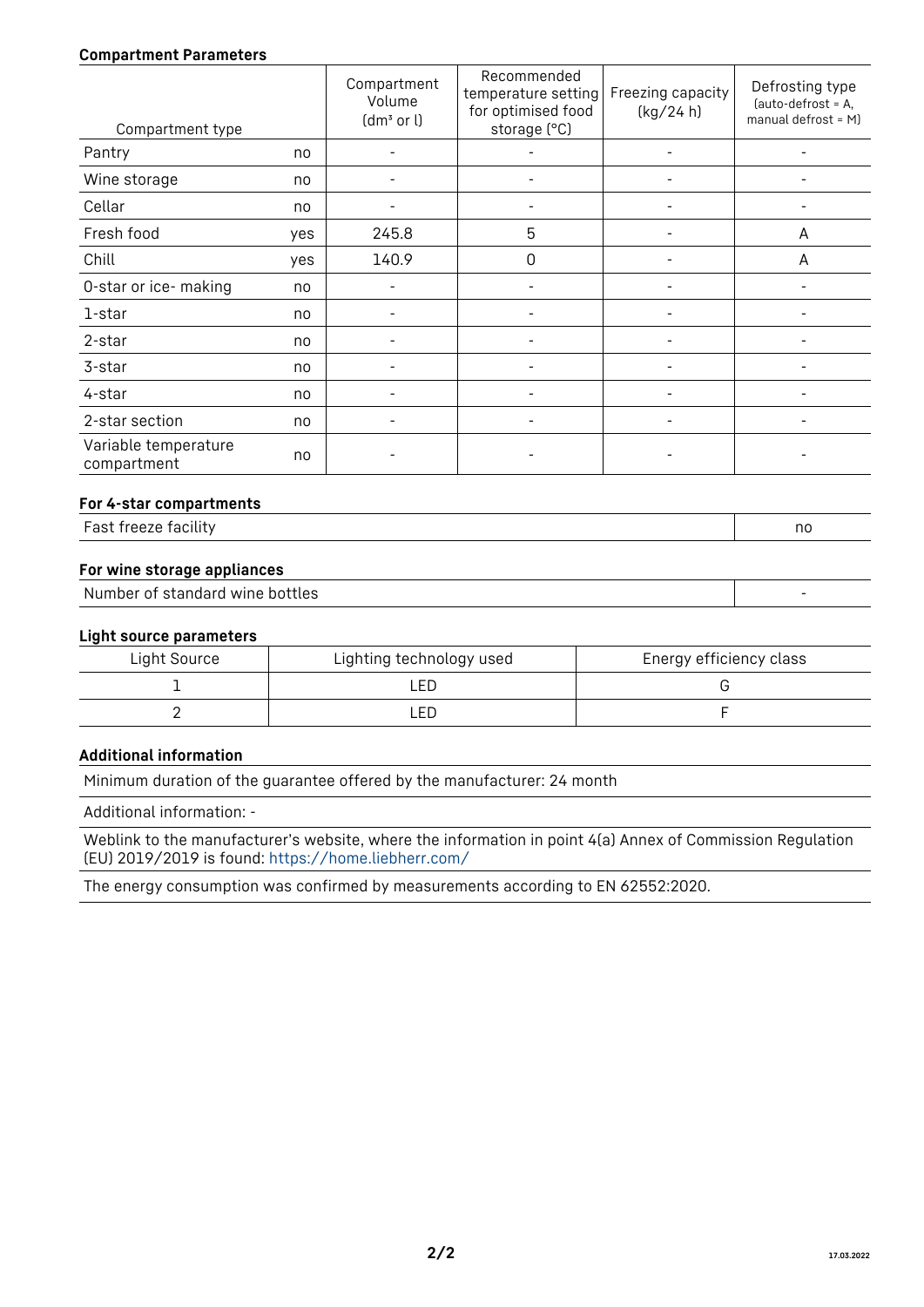**Compartment Parameters**

| Compartment type | | Compartment Volume (dm³ or l) | Recommended temperature setting for optimised food storage (°C) | Freezing capacity (kg/24 h) | Defrosting type (auto-defrost = A, manual defrost = M) |
|---|---|---|---|---|---|
| Pantry | no | - | - | - | - |
| Wine storage | no | - | - | - | - |
| Cellar | no | - | - | - | - |
| Fresh food | yes | 245.8 | 5 | - | A |
| Chill | yes | 140.9 | 0 | - | A |
| 0-star or ice- making | no | - | - | - | - |
| 1-star | no | - | - | - | - |
| 2-star | no | - | - | - | - |
| 3-star | no | - | - | - | - |
| 4-star | no | - | - | - | - |
| 2-star section | no | - | - | - | - |
| Variable temperature compartment | no | - | - | - | - |

**For 4-star compartments**

| | |
|---|---|
| Fast freeze facility | no |

**For wine storage appliances**

| | |
|---|---|
| Number of standard wine bottles | - |

**Light source parameters**

| Light Source | Lighting technology used | Energy efficiency class |
|---|---|---|
| 1 | LED | G |
| 2 | LED | F |

**Additional information**

Minimum duration of the guarantee offered by the manufacturer: 24 month

Additional information: -

Weblink to the manufacturer's website, where the information in point 4(a) Annex of Commission Regulation (EU) 2019/2019 is found: https://home.liebherr.com/

The energy consumption was confirmed by measurements according to EN 62552:2020.

17.03.2022